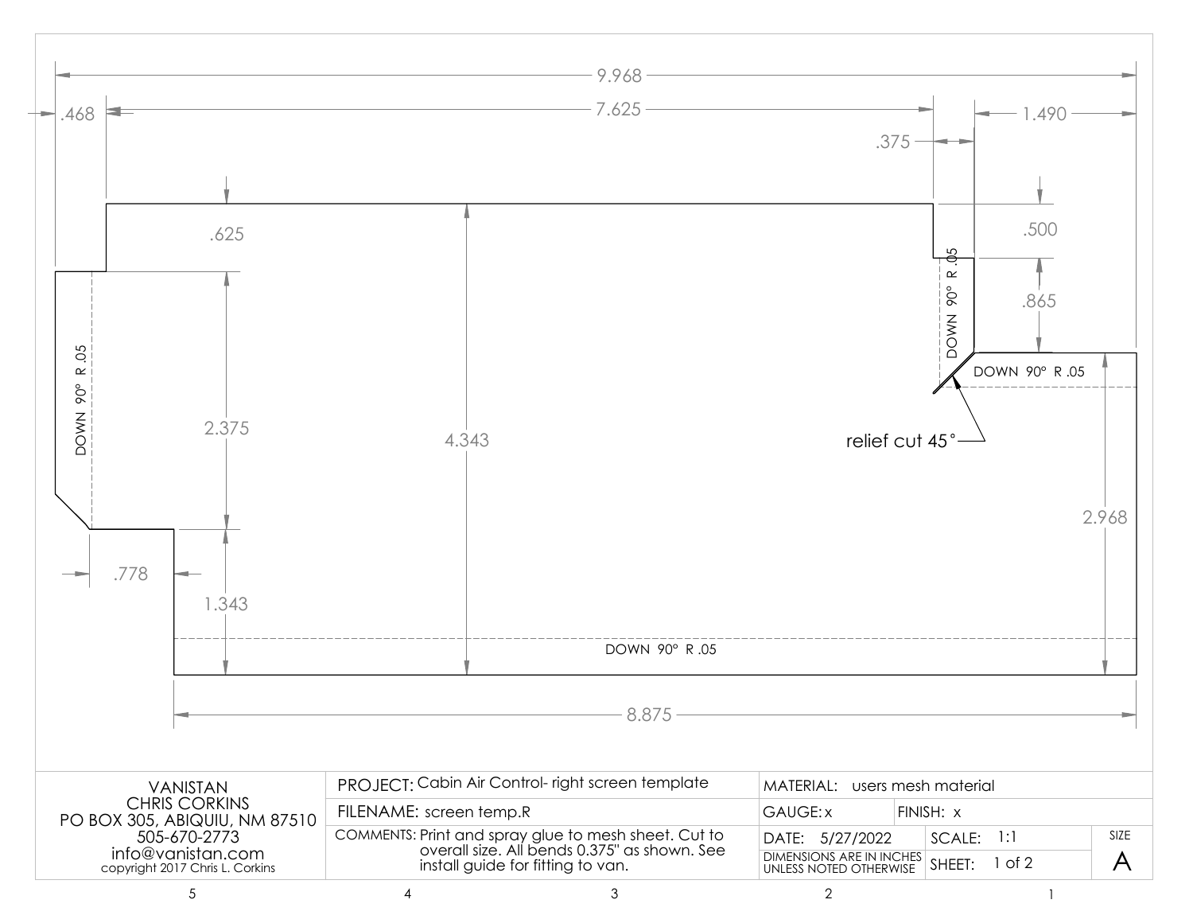9.968

.468

7.625

.375

1.490

.625

.500

.865

DOWN 90° R .05

DOWN 90° R .05

DOWN 90° R .05

relief cut 45°

2.375

4.343

2.968

.778

1.343

DOWN 90° R .05

8.875

| VANISTAN<br>CHRIS CORKINS<br>PO BOX 305, ABIQUIU, NM 87510<br>505-670-2773<br>info@vanistan.com<br>copyright 2017 Chris L. Corkins | PROJECT: Cabin Air Control- right screen template | MATERIAL: users mesh material | | |
|---|---|---|---|---|
| | FILENAME: screen temp.R | GAUGE: x | FINISH: x | |
| | COMMENTS: Print and spray glue to mesh sheet. Cut to overall size. All bends 0.375" as shown. See install guide for fitting to van. | DATE: 5/27/2022 | SCALE: 1:1 | SIZE |
| | | DIMENSIONS ARE IN INCHES UNLESS NOTED OTHERWISE | SHEET: 1 of 2 | A |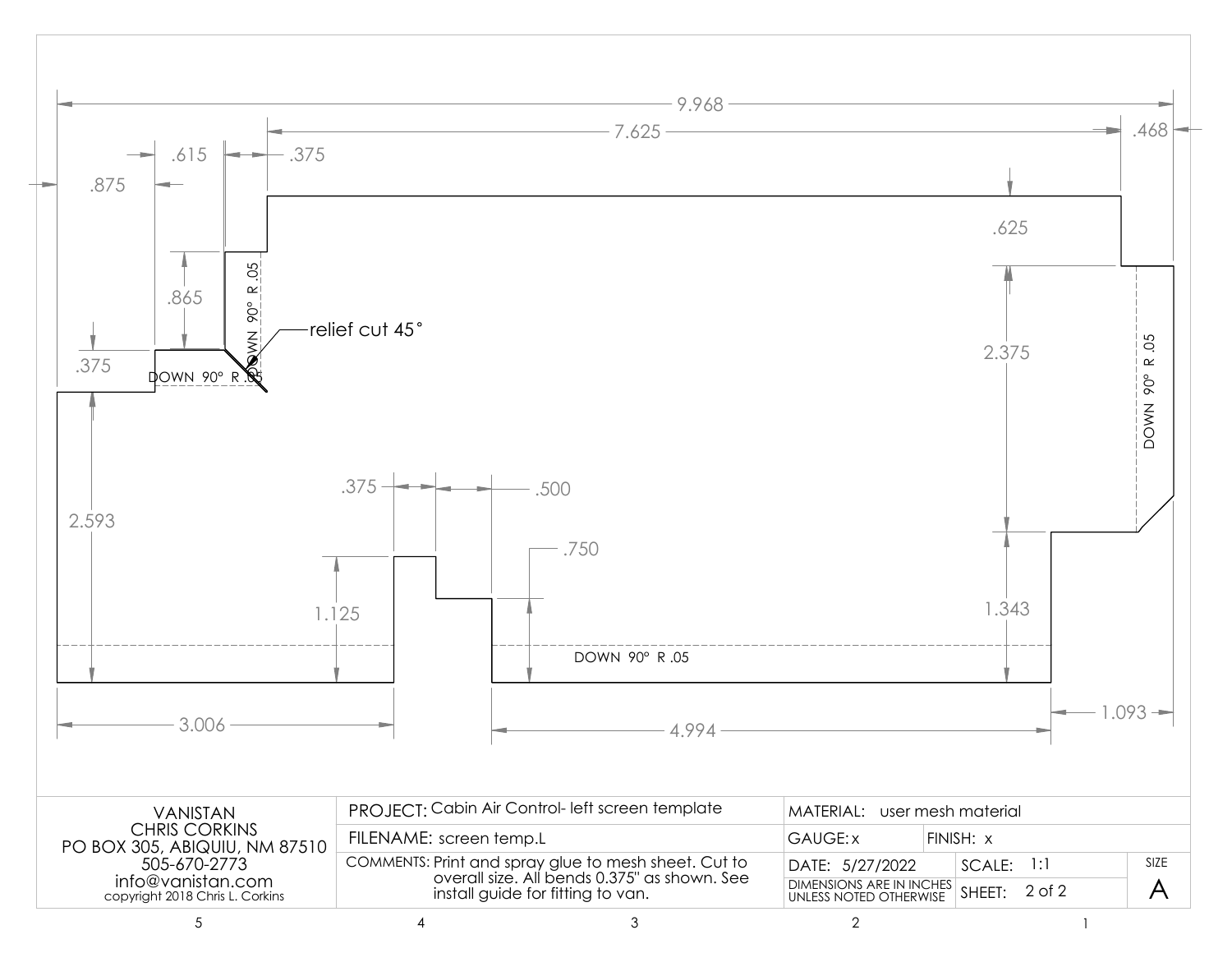9.968

7.625

.468

.875

.615

.375

.625

.865

relief cut 45°

.375

DOWN 90° R .05

DOWN 90° R .05

2.375

DOWN 90° R .05

2.593

.375

.500

.750

1.125

1.343

DOWN 90° R .05

3.006

4.994

1.093

| | | | | | |
|---|---|---|---|---|---|
| VANISTAN<br>CHRIS CORKINS<br>PO BOX 305, ABIQUIU, NM 87510<br>505-670-2773<br>info@vanistan.com<br>copyright 2018 Chris L. Corkins | PROJECT: Cabin Air Control- left screen template | MATERIAL: user mesh material | | | |
| | FILENAME: screen temp.L | GAUGE: x | FINISH: x | | |
| | COMMENTS: Print and spray glue to mesh sheet. Cut to overall size. All bends 0.375" as shown. See install guide for fitting to van. | DATE: 5/27/2022 | SCALE: 1:1 | SIZE | |
| | | DIMENSIONS ARE IN INCHES UNLESS NOTED OTHERWISE | SHEET: 2 of 2 | A | |

5 4 3 2 1